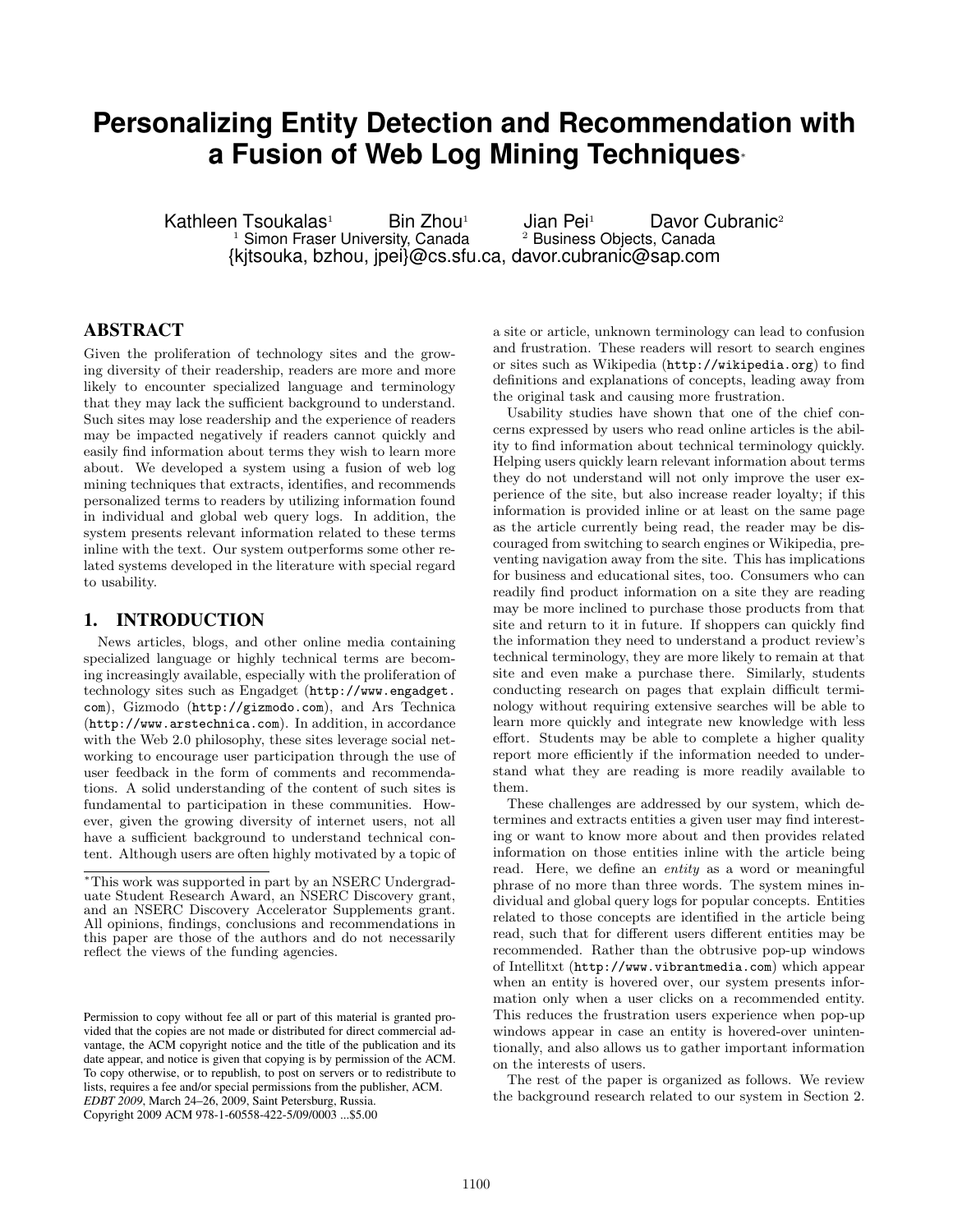# Personalizing Entity Detection and Recommendation with a Fusion of Web Log Mining Techniques*

Kathleen Tsoukalas[1] Bin Zhou[1] Jian Pei[1] Davor Cubranic[2]

[1] Simon Fraser University, Canada [2] Business Objects, Canada

{kjtsouka, bzhou, jpei}@cs.sfu.ca, davor.cubranic@sap.com

## ABSTRACT

Given the proliferation of technology sites and the growing diversity of their readership, readers are more and more likely to encounter specialized language and terminology that they may lack the sufficient background to understand. Such sites may lose readership and the experience of readers may be impacted negatively if readers cannot quickly and easily find information about terms they wish to learn more about. We developed a system using a fusion of web log mining techniques that extracts, identifies, and recommends personalized terms to readers by utilizing information found in individual and global web query logs. In addition, the system presents relevant information related to these terms inline with the text. Our system outperforms some other related systems developed in the literature with special regard to usability.

## 1. INTRODUCTION

News articles, blogs, and other online media containing specialized language or highly technical terms are becoming increasingly available, especially with the proliferation of technology sites such as Engadget (http://www.engadget.com), Gizmodo (http://gizmodo.com), and Ars Technica (http://www.arstechnica.com). In addition, in accordance with the Web 2.0 philosophy, these sites leverage social networking to encourage user participation through the use of user feedback in the form of comments and recommendations. A solid understanding of the content of such sites is fundamental to participation in these communities. However, given the growing diversity of internet users, not all have a sufficient background to understand technical content. Although users are often highly motivated by a topic of a site or article, unknown terminology can lead to confusion and frustration. These readers will resort to search engines or sites such as Wikipedia (http://wikipedia.org) to find definitions and explanations of concepts, leading away from the original task and causing more frustration.

Usability studies have shown that one of the chief concerns expressed by users who read online articles is the ability to find information about technical terminology quickly. Helping users quickly learn relevant information about terms they do not understand will not only improve the user experience of the site, but also increase reader loyalty; if this information is provided inline or at least on the same page as the article currently being read, the reader may be discouraged from switching to search engines or Wikipedia, preventing navigation away from the site. This has implications for business and educational sites, too. Consumers who can readily find product information on a site they are reading may be more inclined to purchase those products from that site and return to it in future. If shoppers can quickly find the information they need to understand a product review's technical terminology, they are more likely to remain at that site and even make a purchase there. Similarly, students conducting research on pages that explain difficult terminology without requiring extensive searches will be able to learn more quickly and integrate new knowledge with less effort. Students may be able to complete a higher quality report more efficiently if the information needed to understand what they are reading is more readily available to them.

These challenges are addressed by our system, which determines and extracts entities a given user may find interesting or want to know more about and then provides related information on those entities inline with the article being read. Here, we define an *entity* as a word or meaningful phrase of no more than three words. The system mines individual and global query logs for popular concepts. Entities related to those concepts are identified in the article being read, such that for different users different entities may be recommended. Rather than the obtrusive pop-up windows of Intellitxt (http://www.vibrantmedia.com) which appear when an entity is hovered over, our system presents information only when a user clicks on a recommended entity. This reduces the frustration users experience when pop-up windows appear in case an entity is hovered-over unintentionally, and also allows us to gather important information on the interests of users.

The rest of the paper is organized as follows. We review the background research related to our system in Section 2.

*This work was supported in part by an NSERC Undergraduate Student Research Award, an NSERC Discovery grant, and an NSERC Discovery Accelerator Supplements grant. All opinions, findings, conclusions and recommendations in this paper are those of the authors and do not necessarily reflect the views of the funding agencies.

Permission to copy without fee all or part of this material is granted provided that the copies are not made or distributed for direct commercial advantage, the ACM copyright notice and the title of the publication and its date appear, and notice is given that copying is by permission of the ACM. To copy otherwise, or to republish, to post on servers or to redistribute to lists, requires a fee and/or special permissions from the publisher, ACM.
*EDBT 2009*, March 24–26, 2009, Saint Petersburg, Russia.
Copyright 2009 ACM 978-1-60558-422-5/09/0003 ...$5.00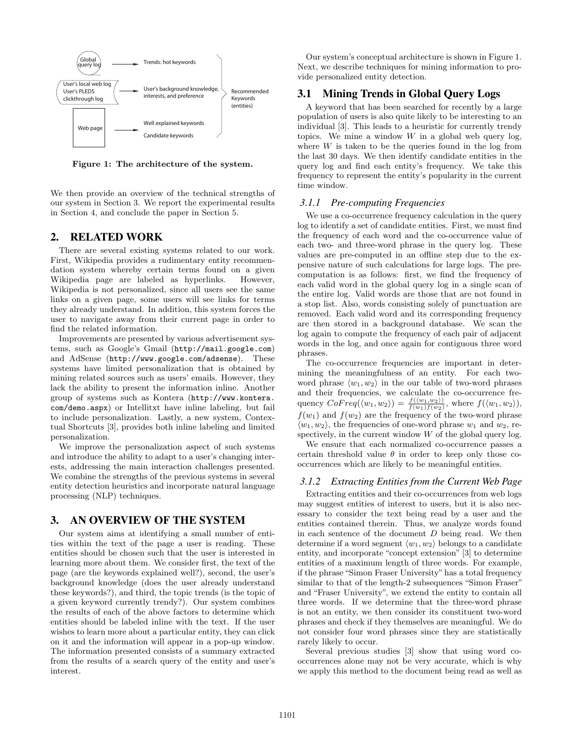Figure 1: The architecture of the system.

We then provide an overview of the technical strengths of our system in Section 3. We report the experimental results in Section 4, and conclude the paper in Section 5.

## 2. RELATED WORK

There are several existing systems related to our work. First, Wikipedia provides a rudimentary entity recommendation system whereby certain terms found on a given Wikipedia page are labeled as hyperlinks. However, Wikipedia is not personalized, since all users see the same links on a given page, some users will see links for terms they already understand. In addition, this system forces the user to navigate away from their current page in order to find the related information.

Improvements are presented by various advertisement systems, such as Google's Gmail (`http://mail.google.com`) and AdSense (`http://www.google.com/adsense`). These systems have limited personalization that is obtained by mining related sources such as users' emails. However, they lack the ability to present the information inline. Another group of systems such as Kontera (`http://www.kontera.com/demo.aspx`) or Intellitxt have inline labeling, but fail to include personalization. Lastly, a new system, Contextual Shortcuts [3], provides both inline labeling and limited personalization.

We improve the personalization aspect of such systems and introduce the ability to adapt to a user's changing interests, addressing the main interaction challenges presented. We combine the strengths of the previous systems in several entity detection heuristics and incorporate natural language processing (NLP) techniques.

## 3. AN OVERVIEW OF THE SYSTEM

Our system aims at identifying a small number of entities within the text of the page a user is reading. These entities should be chosen such that the user is interested in learning more about them. We consider first, the text of the page (are the keywords explained well?), second, the user's background knowledge (does the user already understand these keywords?), and third, the topic trends (is the topic of a given keyword currently trendy?). Our system combines the results of each of the above factors to determine which entities should be labeled inline with the text. If the user wishes to learn more about a particular entity, they can click on it and the information will appear in a pop-up window. The information presented consists of a summary extracted from the results of a search query of the entity and user's interest.

Our system's conceptual architecture is shown in Figure 1. Next, we describe techniques for mining information to provide personalized entity detection.

### 3.1 Mining Trends in Global Query Logs

A keyword that has been searched for recently by a large population of users is also quite likely to be interesting to an individual [3]. This leads to a heuristic for currently trendy topics. We mine a window $W$ in a global web query log, where $W$ is taken to be the queries found in the log from the last 30 days. We then identify candidate entities in the query log and find each entity's frequency. We take this frequency to represent the entity's popularity in the current time window.

#### *3.1.1 Pre-computing Frequencies*

We use a co-occurrence frequency calculation in the query log to identify a set of candidate entities. First, we must find the frequency of each word and the co-occurrence value of each two- and three-word phrase in the query log. These values are pre-computed in an offline step due to the expensive nature of such calculations for large logs. The pre-computation is as follows: first, we find the frequency of each valid word in the global query log in a single scan of the entire log. Valid words are those that are not found in a stop list. Also, words consisting solely of punctuation are removed. Each valid word and its corresponding frequency are then stored in a background database. We scan the log again to compute the frequency of each pair of adjacent words in the log, and once again for contiguous three word phrases.

The co-occurrence frequencies are important in determining the meaningfulness of an entity. For each two-word phrase $\langle w_1, w_2 \rangle$ in the our table of two-word phrases and their frequencies, we calculate the co-occurrence frequency $CoFreq(\langle w_1, w_2 \rangle) = \frac{f(\langle w_1, w_2 \rangle)}{f(w_1)f(w_2)}$, where $f(\langle w_1, w_2 \rangle)$, $f(w_1)$ and $f(w_2)$ are the frequency of the two-word phrase $\langle w_1, w_2 \rangle$, the frequencies of one-word phrase $w_1$ and $w_2$, respectively, in the current window $W$ of the global query log.

We ensure that each normalized co-occurrence passes a certain threshold value $\theta$ in order to keep only those co-occurrences which are likely to be meaningful entities.

#### *3.1.2 Extracting Entities from the Current Web Page*

Extracting entities and their co-occurrences from web logs may suggest entities of interest to users, but it is also necessary to consider the text being read by a user and the entities contained therein. Thus, we analyze words found in each sentence of the document $D$ being read. We then determine if a word segment $\langle w_1, w_2 \rangle$ belongs to a candidate entity, and incorporate "concept extension" [3] to determine entities of a maximum length of three words. For example, if the phrase "Simon Fraser University" has a total frequency similar to that of the length-2 subsequences "Simon Fraser" and "Fraser University", we extend the entity to contain all three words. If we determine that the three-word phrase is not an entity, we then consider its constituent two-word phrases and check if they themselves are meaningful. We do not consider four word phrases since they are statistically rarely likely to occur.

Several previous studies [3] show that using word co-occurrences alone may not be very accurate, which is why we apply this method to the document being read as well as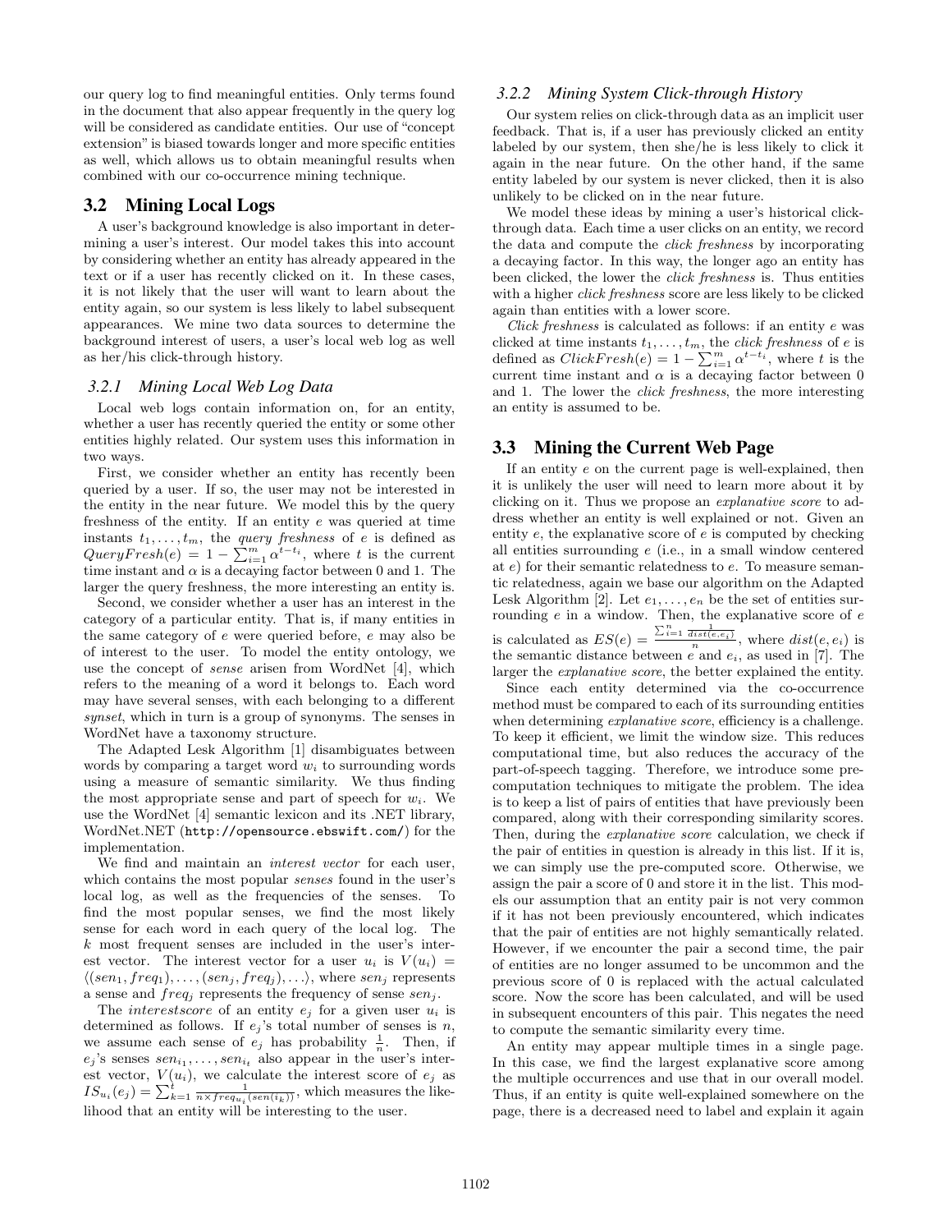our query log to find meaningful entities. Only terms found in the document that also appear frequently in the query log will be considered as candidate entities. Our use of "concept extension" is biased towards longer and more specific entities as well, which allows us to obtain meaningful results when combined with our co-occurrence mining technique.

## 3.2 Mining Local Logs

A user's background knowledge is also important in determining a user's interest. Our model takes this into account by considering whether an entity has already appeared in the text or if a user has recently clicked on it. In these cases, it is not likely that the user will want to learn about the entity again, so our system is less likely to label subsequent appearances. We mine two data sources to determine the background interest of users, a user's local web log as well as her/his click-through history.

### 3.2.1 Mining Local Web Log Data

Local web logs contain information on, for an entity, whether a user has recently queried the entity or some other entities highly related. Our system uses this information in two ways.

First, we consider whether an entity has recently been queried by a user. If so, the user may not be interested in the entity in the near future. We model this by the query freshness of the entity. If an entity $e$ was queried at time instants $t_1, \ldots, t_m$, the *query freshness* of $e$ is defined as $QueryFresh(e) = 1 - \sum_{i=1}^{m} \alpha^{t-t_i}$, where $t$ is the current time instant and $\alpha$ is a decaying factor between 0 and 1. The larger the query freshness, the more interesting an entity is.

Second, we consider whether a user has an interest in the category of a particular entity. That is, if many entities in the same category of $e$ were queried before, $e$ may also be of interest to the user. To model the entity ontology, we use the concept of *sense* arisen from WordNet [4], which refers to the meaning of a word it belongs to. Each word may have several senses, with each belonging to a different *synset*, which in turn is a group of synonyms. The senses in WordNet have a taxonomy structure.

The Adapted Lesk Algorithm [1] disambiguates between words by comparing a target word $w_i$ to surrounding words using a measure of semantic similarity. We thus finding the most appropriate sense and part of speech for $w_i$. We use the WordNet [4] semantic lexicon and its .NET library, WordNet.NET (`http://opensource.ebswift.com/`) for the implementation.

We find and maintain an *interest vector* for each user, which contains the most popular *senses* found in the user's local log, as well as the frequencies of the senses. To find the most popular senses, we find the most likely sense for each word in each query of the local log. The $k$ most frequent senses are included in the user's interest vector. The interest vector for a user $u_i$ is $V(u_i) = \langle (sen_1, freq_1), \ldots, (sen_j, freq_j), \ldots \rangle$, where $sen_j$ represents a sense and $freq_j$ represents the frequency of sense $sen_j$.

The *interestscore* of an entity $e_j$ for a given user $u_i$ is determined as follows. If $e_j$'s total number of senses is $n$, we assume each sense of $e_j$ has probability $\frac{1}{n}$. Then, if $e_j$'s senses $sen_{i_1}, \ldots, sen_{i_t}$ also appear in the user's interest vector, $V(u_i)$, we calculate the interest score of $e_j$ as $IS_{u_i}(e_j) = \sum_{k=1}^{t} \frac{1}{n \times freq_{u_i}(sen(i_k))}$, which measures the likelihood that an entity will be interesting to the user.

### 3.2.2 Mining System Click-through History

Our system relies on click-through data as an implicit user feedback. That is, if a user has previously clicked an entity labeled by our system, then she/he is less likely to click it again in the near future. On the other hand, if the same entity labeled by our system is never clicked, then it is also unlikely to be clicked on in the near future.

We model these ideas by mining a user's historical click-through data. Each time a user clicks on an entity, we record the data and compute the *click freshness* by incorporating a decaying factor. In this way, the longer ago an entity has been clicked, the lower the *click freshness* is. Thus entities with a higher *click freshness* score are less likely to be clicked again than entities with a lower score.

*Click freshness* is calculated as follows: if an entity $e$ was clicked at time instants $t_1, \ldots, t_m$, the *click freshness* of $e$ is defined as $ClickFresh(e) = 1 - \sum_{i=1}^{m} \alpha^{t-t_i}$, where $t$ is the current time instant and $\alpha$ is a decaying factor between 0 and 1. The lower the *click freshness*, the more interesting an entity is assumed to be.

## 3.3 Mining the Current Web Page

If an entity $e$ on the current page is well-explained, then it is unlikely the user will need to learn more about it by clicking on it. Thus we propose an *explanative score* to address whether an entity is well explained or not. Given an entity $e$, the explanative score of $e$ is computed by checking all entities surrounding $e$ (i.e., in a small window centered at $e$) for their semantic relatedness to $e$. To measure semantic relatedness, again we base our algorithm on the Adapted Lesk Algorithm [2]. Let $e_1, \ldots, e_n$ be the set of entities surrounding $e$ in a window. Then, the explanative score of $e$ is calculated as $ES(e) = \frac{\sum_{i=1}^{n} \frac{1}{dist(e,e_i)}}{n}$, where $dist(e, e_i)$ is the semantic distance between $e$ and $e_i$, as used in [7]. The larger the *explanative score*, the better explained the entity.

Since each entity determined via the co-occurrence method must be compared to each of its surrounding entities when determining *explanative score*, efficiency is a challenge. To keep it efficient, we limit the window size. This reduces computational time, but also reduces the accuracy of the part-of-speech tagging. Therefore, we introduce some pre-computation techniques to mitigate the problem. The idea is to keep a list of pairs of entities that have previously been compared, along with their corresponding similarity scores. Then, during the *explanative score* calculation, we check if the pair of entities in question is already in this list. If it is, we can simply use the pre-computed score. Otherwise, we assign the pair a score of 0 and store it in the list. This models our assumption that an entity pair is not very common if it has not been previously encountered, which indicates that the pair of entities are not highly semantically related. However, if we encounter the pair a second time, the pair of entities are no longer assumed to be uncommon and the previous score of 0 is replaced with the actual calculated score. Now the score has been calculated, and will be used in subsequent encounters of this pair. This negates the need to compute the semantic similarity every time.

An entity may appear multiple times in a single page. In this case, we find the largest explanative score among the multiple occurrences and use that in our overall model. Thus, if an entity is quite well-explained somewhere on the page, there is a decreased need to label and explain it again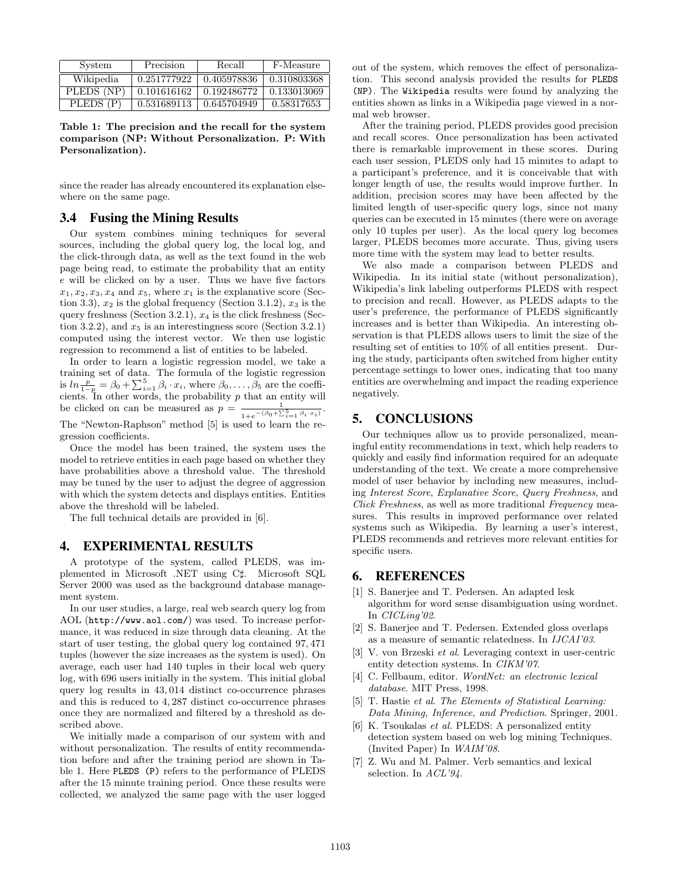| System | Precision | Recall | F-Measure |
|---|---|---|---|
| Wikipedia | 0.251777922 | 0.405978836 | 0.310803368 |
| PLEDS (NP) | 0.101616162 | 0.192486772 | 0.133013069 |
| PLEDS (P) | 0.531689113 | 0.645704949 | 0.58317653 |

**Table 1: The precision and the recall for the system comparison (NP: Without Personalization. P: With Personalization).**

since the reader has already encountered its explanation elsewhere on the same page.

### 3.4 Fusing the Mining Results

Our system combines mining techniques for several sources, including the global query log, the local log, and the click-through data, as well as the text found in the web page being read, to estimate the probability that an entity $e$ will be clicked on by a user. Thus we have five factors $x_1, x_2, x_3, x_4$ and $x_5$, where $x_1$ is the explanative score (Section 3.3), $x_2$ is the global frequency (Section 3.1.2), $x_3$ is the query freshness (Section 3.2.1), $x_4$ is the click freshness (Section 3.2.2), and $x_5$ is an interestingness score (Section 3.2.1) computed using the interest vector. We then use logistic regression to recommend a list of entities to be labeled.

In order to learn a logistic regression model, we take a training set of data. The formula of the logistic regression is $ln\frac{p}{1-p} = \beta_0 + \sum_{i=1}^{5} \beta_i \cdot x_i$, where $\beta_0, \ldots, \beta_5$ are the coefficients. In other words, the probability $p$ that an entity will be clicked on can be measured as $p = \frac{1}{1+e^{-(\beta_0+\sum_{i=1}^{5}\beta_i \cdot x_i)}}$. The "Newton-Raphson" method [5] is used to learn the regression coefficients.

Once the model has been trained, the system uses the model to retrieve entities in each page based on whether they have probabilities above a threshold value. The threshold may be tuned by the user to adjust the degree of aggression with which the system detects and displays entities. Entities above the threshold will be labeled.

The full technical details are provided in [6].

## 4. EXPERIMENTAL RESULTS

A prototype of the system, called PLEDS, was implemented in Microsoft .NET using C♯. Microsoft SQL Server 2000 was used as the background database management system.

In our user studies, a large, real web search query log from AOL (`http://www.aol.com/`) was used. To increase performance, it was reduced in size through data cleaning. At the start of user testing, the global query log contained 97,471 tuples (however the size increases as the system is used). On average, each user had 140 tuples in their local web query log, with 696 users initially in the system. This initial global query log results in 43,014 distinct co-occurrence phrases and this is reduced to 4,287 distinct co-occurrence phrases once they are normalized and filtered by a threshold as described above.

We initially made a comparison of our system with and without personalization. The results of entity recommendation before and after the training period are shown in Table 1. Here `PLEDS (P)` refers to the performance of PLEDS after the 15 minute training period. Once these results were collected, we analyzed the same page with the user logged out of the system, which removes the effect of personalization. This second analysis provided the results for `PLEDS (NP)`. The `Wikipedia` results were found by analyzing the entities shown as links in a Wikipedia page viewed in a normal web browser.

After the training period, PLEDS provides good precision and recall scores. Once personalization has been activated there is remarkable improvement in these scores. During each user session, PLEDS only had 15 minutes to adapt to a participant's preference, and it is conceivable that with longer length of use, the results would improve further. In addition, precision scores may have been affected by the limited length of user-specific query logs, since not many queries can be executed in 15 minutes (there were on average only 10 tuples per user). As the local query log becomes larger, PLEDS becomes more accurate. Thus, giving users more time with the system may lead to better results.

We also made a comparison between PLEDS and Wikipedia. In its initial state (without personalization), Wikipedia's link labeling outperforms PLEDS with respect to precision and recall. However, as PLEDS adapts to the user's preference, the performance of PLEDS significantly increases and is better than Wikipedia. An interesting observation is that PLEDS allows users to limit the size of the resulting set of entities to 10% of all entities present. During the study, participants often switched from higher entity percentage settings to lower ones, indicating that too many entities are overwhelming and impact the reading experience negatively.

## 5. CONCLUSIONS

Our techniques allow us to provide personalized, meaningful entity recommendations in text, which help readers to quickly and easily find information required for an adequate understanding of the text. We create a more comprehensive model of user behavior by including new measures, including *Interest Score*, *Explanative Score*, *Query Freshness*, and *Click Freshness*, as well as more traditional *Frequency* measures. This results in improved performance over related systems such as Wikipedia. By learning a user's interest, PLEDS recommends and retrieves more relevant entities for specific users.

## 6. REFERENCES

[1] S. Banerjee and T. Pedersen. An adapted lesk algorithm for word sense disambiguation using wordnet. In *CICLing'02*.

[2] S. Banerjee and T. Pedersen. Extended gloss overlaps as a measure of semantic relatedness. In *IJCAI'03*.

[3] V. von Brzeski *et al*. Leveraging context in user-centric entity detection systems. In *CIKM'07*.

[4] C. Fellbaum, editor. *WordNet: an electronic lexical database*. MIT Press, 1998.

[5] T. Hastie *et al*. *The Elements of Statistical Learning: Data Mining, Inference, and Prediction*. Springer, 2001.

[6] K. Tsoukalas *et al*. PLEDS: A personalized entity detection system based on web log mining Techniques. (Invited Paper) In *WAIM'08*.

[7] Z. Wu and M. Palmer. Verb semantics and lexical selection. In *ACL'94*.